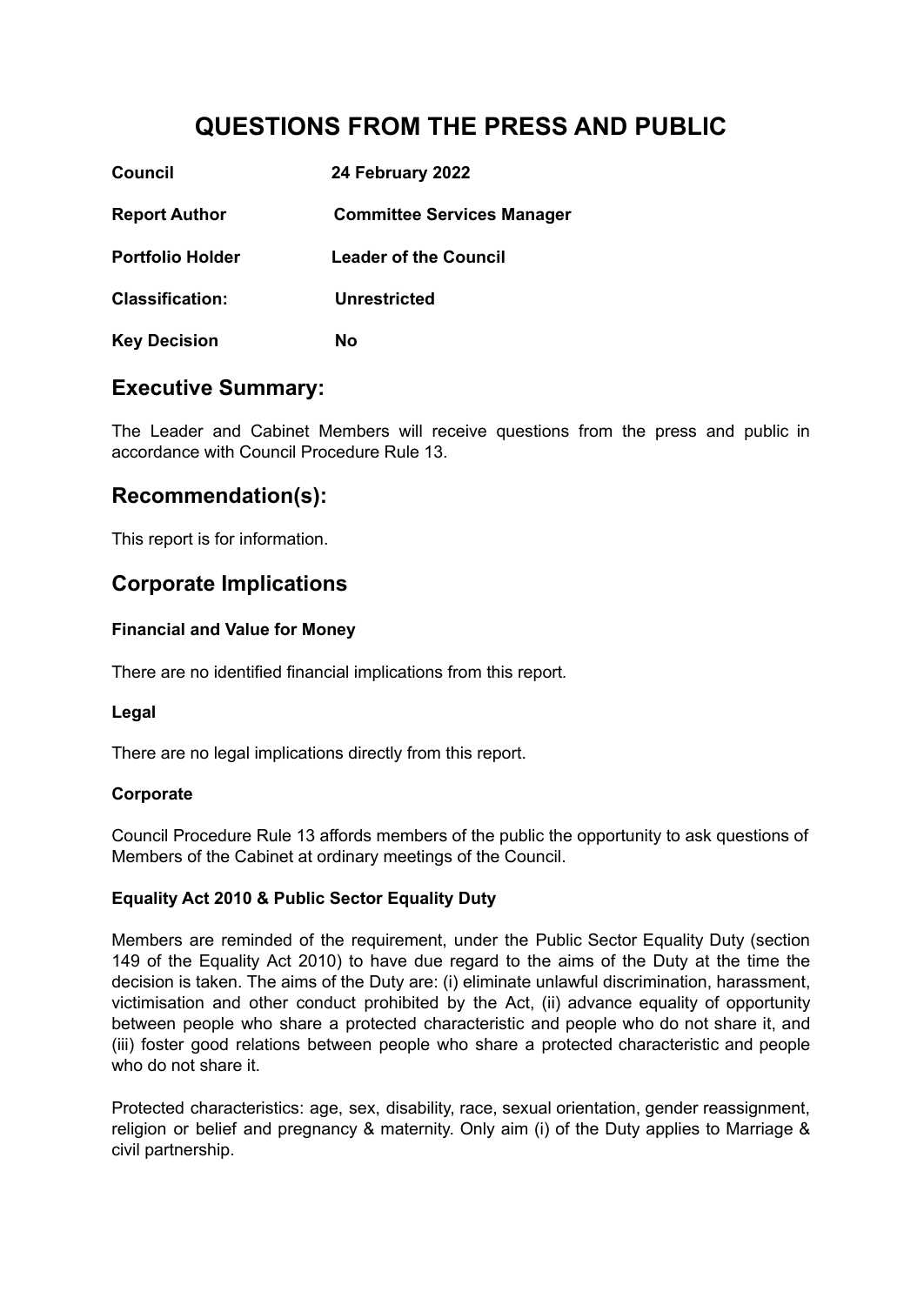# QUESTIONS FROM THE PRESS AND PUBLIC

| | |
|---|---|
| **Council** | **24 February 2022** |
| **Report Author** | **Committee Services Manager** |
| **Portfolio Holder** | **Leader of the Council** |
| **Classification:** | **Unrestricted** |
| **Key Decision** | **No** |

## Executive Summary:

The Leader and Cabinet Members will receive questions from the press and public in accordance with Council Procedure Rule 13.

## Recommendation(s):

This report is for information.

## Corporate Implications

### Financial and Value for Money

There are no identified financial implications from this report.

### Legal

There are no legal implications directly from this report.

### Corporate

Council Procedure Rule 13 affords members of the public the opportunity to ask questions of Members of the Cabinet at ordinary meetings of the Council.

### Equality Act 2010 & Public Sector Equality Duty

Members are reminded of the requirement, under the Public Sector Equality Duty (section 149 of the Equality Act 2010) to have due regard to the aims of the Duty at the time the decision is taken. The aims of the Duty are: (i) eliminate unlawful discrimination, harassment, victimisation and other conduct prohibited by the Act, (ii) advance equality of opportunity between people who share a protected characteristic and people who do not share it, and (iii) foster good relations between people who share a protected characteristic and people who do not share it.

Protected characteristics: age, sex, disability, race, sexual orientation, gender reassignment, religion or belief and pregnancy & maternity. Only aim (i) of the Duty applies to Marriage & civil partnership.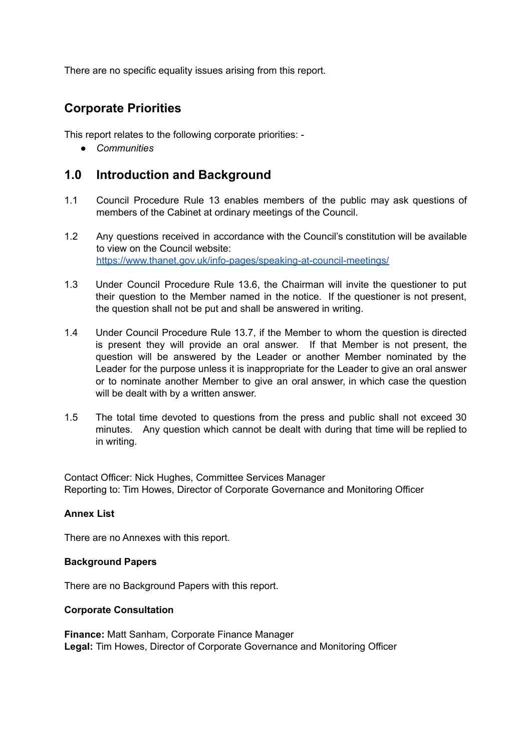There are no specific equality issues arising from this report.

## Corporate Priorities

This report relates to the following corporate priorities: -

- *Communities*

## 1.0 Introduction and Background

1.1 Council Procedure Rule 13 enables members of the public may ask questions of members of the Cabinet at ordinary meetings of the Council.

1.2 Any questions received in accordance with the Council's constitution will be available to view on the Council website: [https://www.thanet.gov.uk/info-pages/speaking-at-council-meetings/](https://www.thanet.gov.uk/info-pages/speaking-at-council-meetings/)

1.3 Under Council Procedure Rule 13.6, the Chairman will invite the questioner to put their question to the Member named in the notice. If the questioner is not present, the question shall not be put and shall be answered in writing.

1.4 Under Council Procedure Rule 13.7, if the Member to whom the question is directed is present they will provide an oral answer. If that Member is not present, the question will be answered by the Leader or another Member nominated by the Leader for the purpose unless it is inappropriate for the Leader to give an oral answer or to nominate another Member to give an oral answer, in which case the question will be dealt with by a written answer.

1.5 The total time devoted to questions from the press and public shall not exceed 30 minutes. Any question which cannot be dealt with during that time will be replied to in writing.

Contact Officer: Nick Hughes, Committee Services Manager
Reporting to: Tim Howes, Director of Corporate Governance and Monitoring Officer

**Annex List**

There are no Annexes with this report.

**Background Papers**

There are no Background Papers with this report.

**Corporate Consultation**

**Finance:** Matt Sanham, Corporate Finance Manager
**Legal:** Tim Howes, Director of Corporate Governance and Monitoring Officer